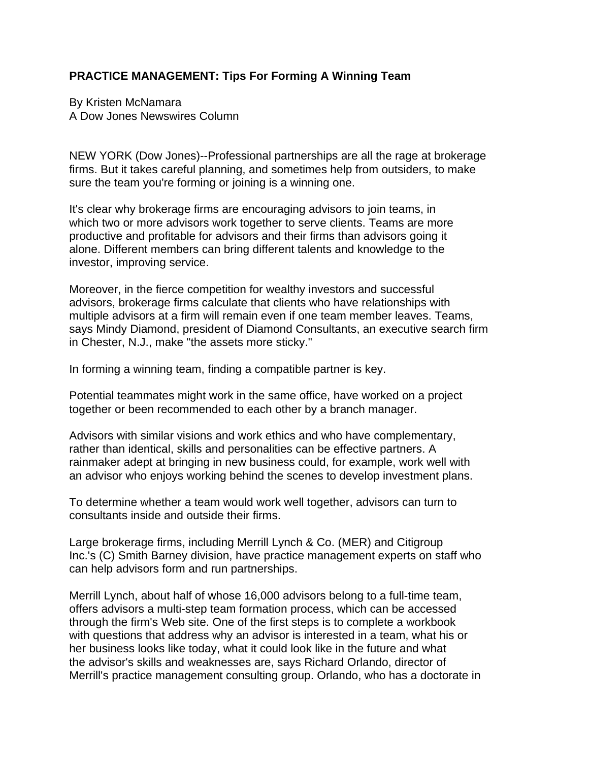**PRACTICE MANAGEMENT: Tips For Forming A Winning Team**

By Kristen McNamara
A Dow Jones Newswires Column

NEW YORK (Dow Jones)--Professional partnerships are all the rage at brokerage firms. But it takes careful planning, and sometimes help from outsiders, to make sure the team you're forming or joining is a winning one.

It's clear why brokerage firms are encouraging advisors to join teams, in which two or more advisors work together to serve clients. Teams are more productive and profitable for advisors and their firms than advisors going it alone. Different members can bring different talents and knowledge to the investor, improving service.

Moreover, in the fierce competition for wealthy investors and successful advisors, brokerage firms calculate that clients who have relationships with multiple advisors at a firm will remain even if one team member leaves. Teams, says Mindy Diamond, president of Diamond Consultants, an executive search firm in Chester, N.J., make "the assets more sticky."

In forming a winning team, finding a compatible partner is key.

Potential teammates might work in the same office, have worked on a project together or been recommended to each other by a branch manager.

Advisors with similar visions and work ethics and who have complementary, rather than identical, skills and personalities can be effective partners. A rainmaker adept at bringing in new business could, for example, work well with an advisor who enjoys working behind the scenes to develop investment plans.

To determine whether a team would work well together, advisors can turn to consultants inside and outside their firms.

Large brokerage firms, including Merrill Lynch & Co. (MER) and Citigroup Inc.'s (C) Smith Barney division, have practice management experts on staff who can help advisors form and run partnerships.

Merrill Lynch, about half of whose 16,000 advisors belong to a full-time team, offers advisors a multi-step team formation process, which can be accessed through the firm's Web site. One of the first steps is to complete a workbook with questions that address why an advisor is interested in a team, what his or her business looks like today, what it could look like in the future and what the advisor's skills and weaknesses are, says Richard Orlando, director of Merrill's practice management consulting group. Orlando, who has a doctorate in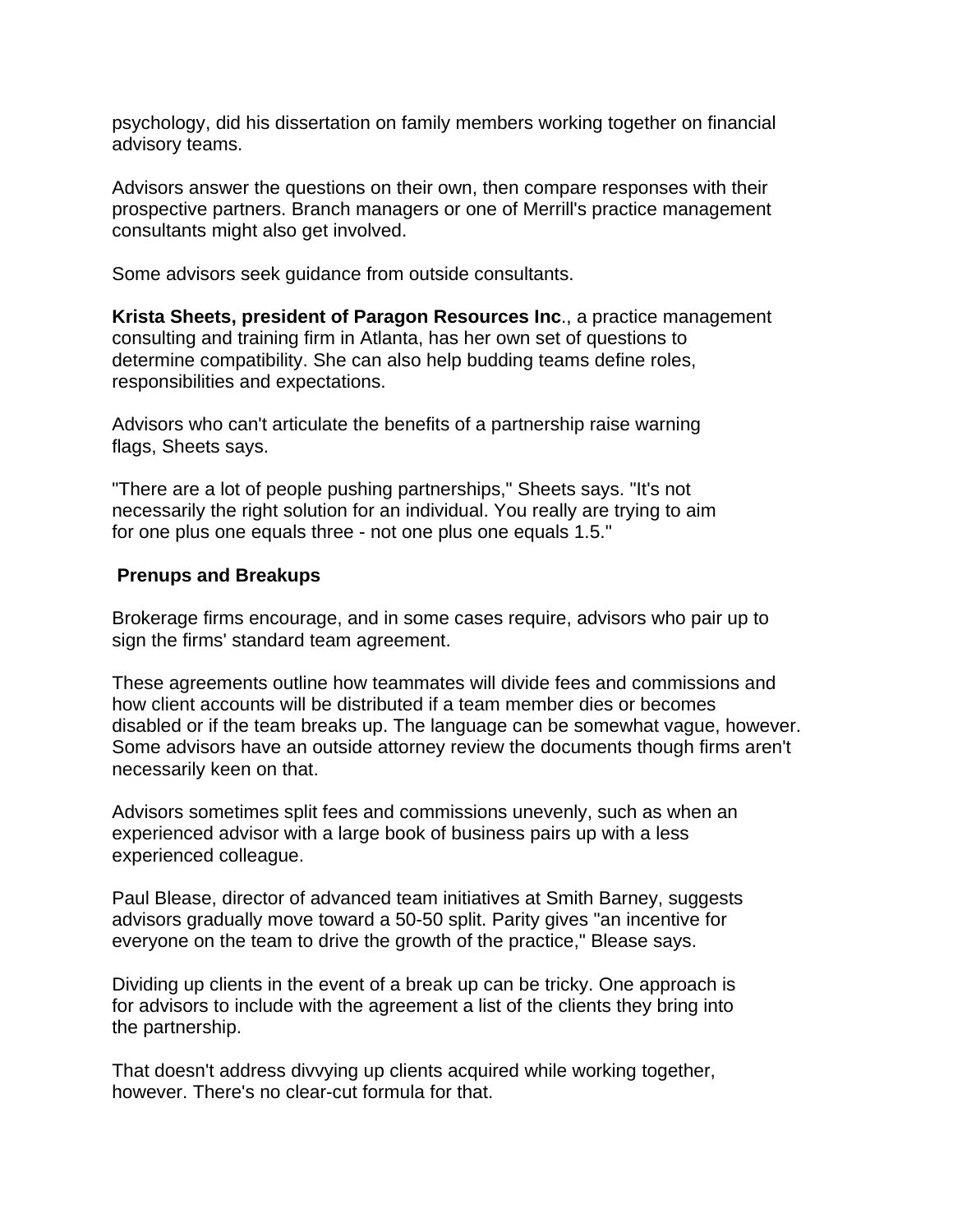psychology, did his dissertation on family members working together on financial advisory teams.

Advisors answer the questions on their own, then compare responses with their prospective partners. Branch managers or one of Merrill's practice management consultants might also get involved.

Some advisors seek guidance from outside consultants.

**Krista Sheets, president of Paragon Resources Inc**., a practice management consulting and training firm in Atlanta, has her own set of questions to determine compatibility. She can also help budding teams define roles, responsibilities and expectations.

Advisors who can't articulate the benefits of a partnership raise warning flags, Sheets says.

"There are a lot of people pushing partnerships," Sheets says. "It's not necessarily the right solution for an individual. You really are trying to aim for one plus one equals three - not one plus one equals 1.5."

## Prenups and Breakups

Brokerage firms encourage, and in some cases require, advisors who pair up to sign the firms' standard team agreement.

These agreements outline how teammates will divide fees and commissions and how client accounts will be distributed if a team member dies or becomes disabled or if the team breaks up. The language can be somewhat vague, however. Some advisors have an outside attorney review the documents though firms aren't necessarily keen on that.

Advisors sometimes split fees and commissions unevenly, such as when an experienced advisor with a large book of business pairs up with a less experienced colleague.

Paul Blease, director of advanced team initiatives at Smith Barney, suggests advisors gradually move toward a 50-50 split. Parity gives "an incentive for everyone on the team to drive the growth of the practice," Blease says.

Dividing up clients in the event of a break up can be tricky. One approach is for advisors to include with the agreement a list of the clients they bring into the partnership.

That doesn't address divvying up clients acquired while working together, however. There's no clear-cut formula for that.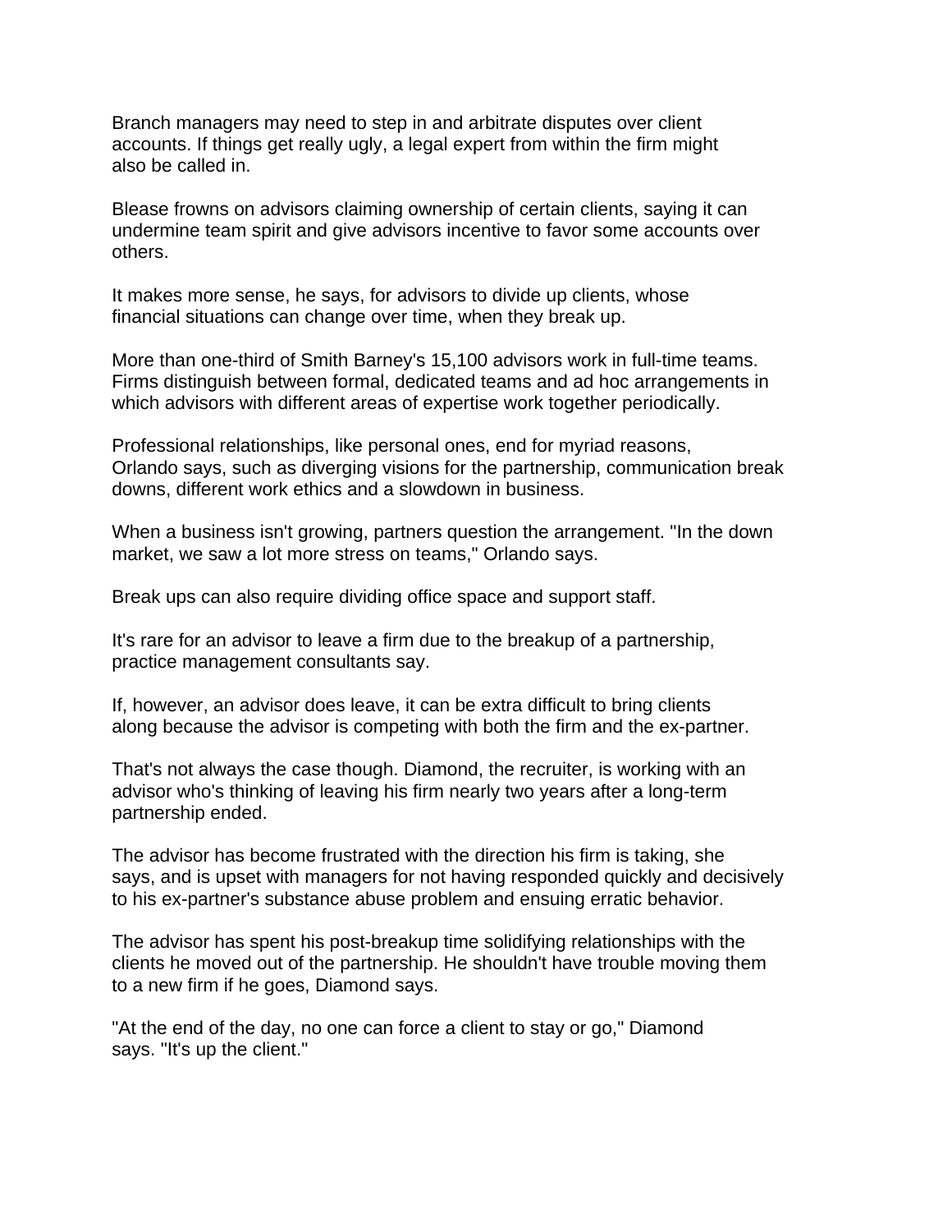Branch managers may need to step in and arbitrate disputes over client accounts. If things get really ugly, a legal expert from within the firm might also be called in.

Blease frowns on advisors claiming ownership of certain clients, saying it can undermine team spirit and give advisors incentive to favor some accounts over others.

It makes more sense, he says, for advisors to divide up clients, whose financial situations can change over time, when they break up.

More than one-third of Smith Barney's 15,100 advisors work in full-time teams. Firms distinguish between formal, dedicated teams and ad hoc arrangements in which advisors with different areas of expertise work together periodically.

Professional relationships, like personal ones, end for myriad reasons, Orlando says, such as diverging visions for the partnership, communication break downs, different work ethics and a slowdown in business.

When a business isn't growing, partners question the arrangement. "In the down market, we saw a lot more stress on teams," Orlando says.

Break ups can also require dividing office space and support staff.

It's rare for an advisor to leave a firm due to the breakup of a partnership, practice management consultants say.

If, however, an advisor does leave, it can be extra difficult to bring clients along because the advisor is competing with both the firm and the ex-partner.

That's not always the case though. Diamond, the recruiter, is working with an advisor who's thinking of leaving his firm nearly two years after a long-term partnership ended.

The advisor has become frustrated with the direction his firm is taking, she says, and is upset with managers for not having responded quickly and decisively to his ex-partner's substance abuse problem and ensuing erratic behavior.

The advisor has spent his post-breakup time solidifying relationships with the clients he moved out of the partnership. He shouldn't have trouble moving them to a new firm if he goes, Diamond says.

"At the end of the day, no one can force a client to stay or go," Diamond says. "It's up the client."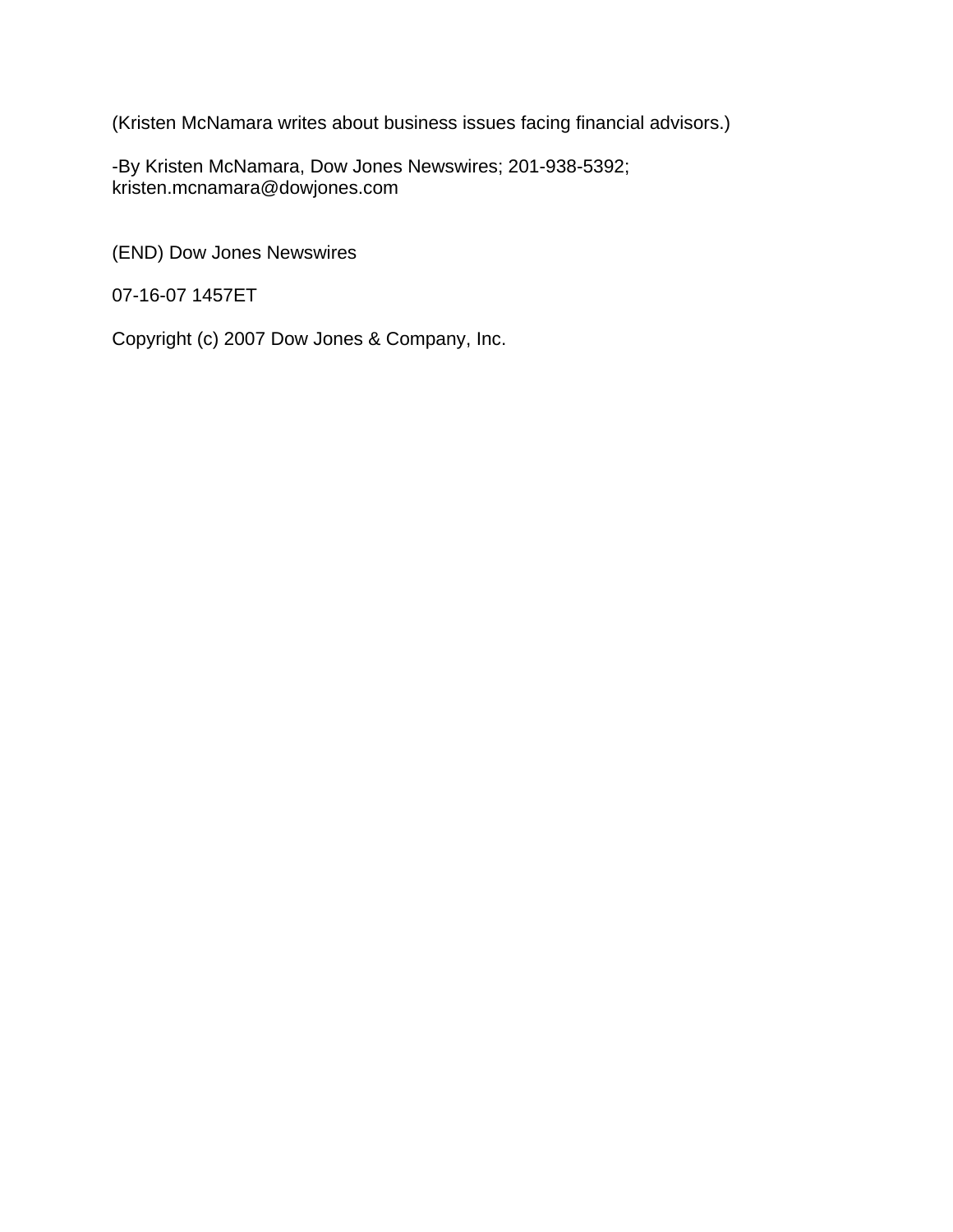(Kristen McNamara writes about business issues facing financial advisors.)

-By Kristen McNamara, Dow Jones Newswires; 201-938-5392;
kristen.mcnamara@dowjones.com

(END) Dow Jones Newswires

07-16-07 1457ET

Copyright (c) 2007 Dow Jones & Company, Inc.